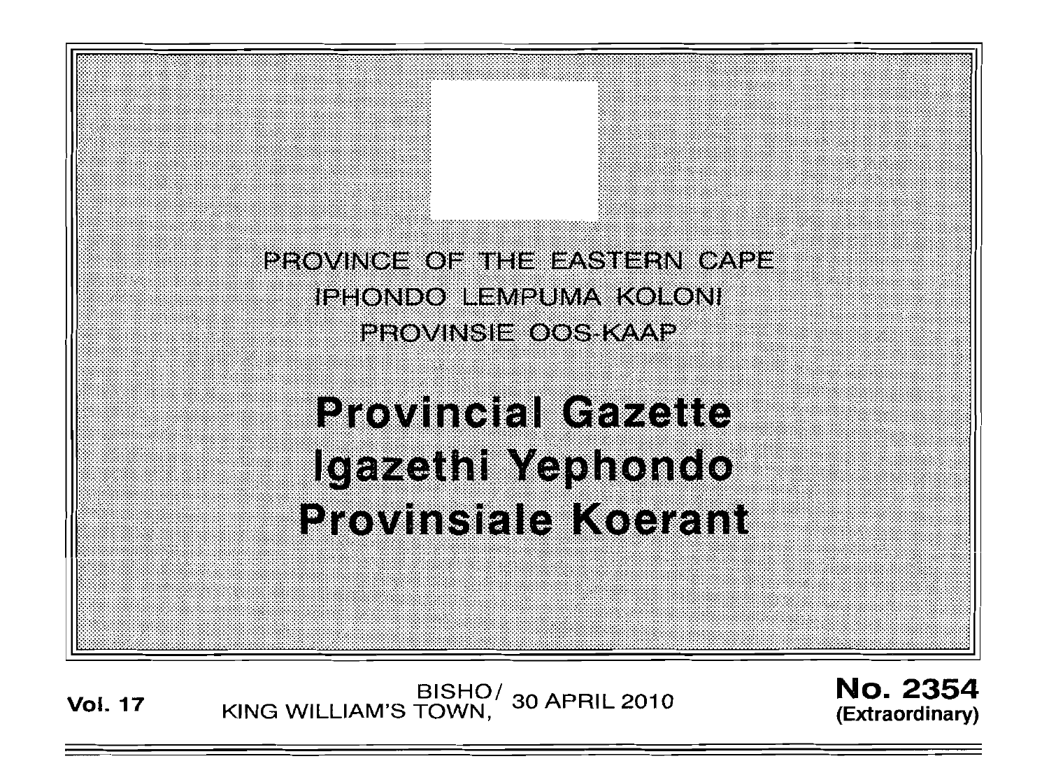PROVINCE OF THE EASTERN CAPE
IPHONDO LEMPUMA KOLONI
PROVINSIE OOS-KAAP

# Provincial Gazette
# Igazethi Yephondo
# Provinsiale Koerant

**Vol. 17** BISHO/ KING WILLIAM'S TOWN, 30 APRIL 2010 **No. 2354 (Extraordinary)**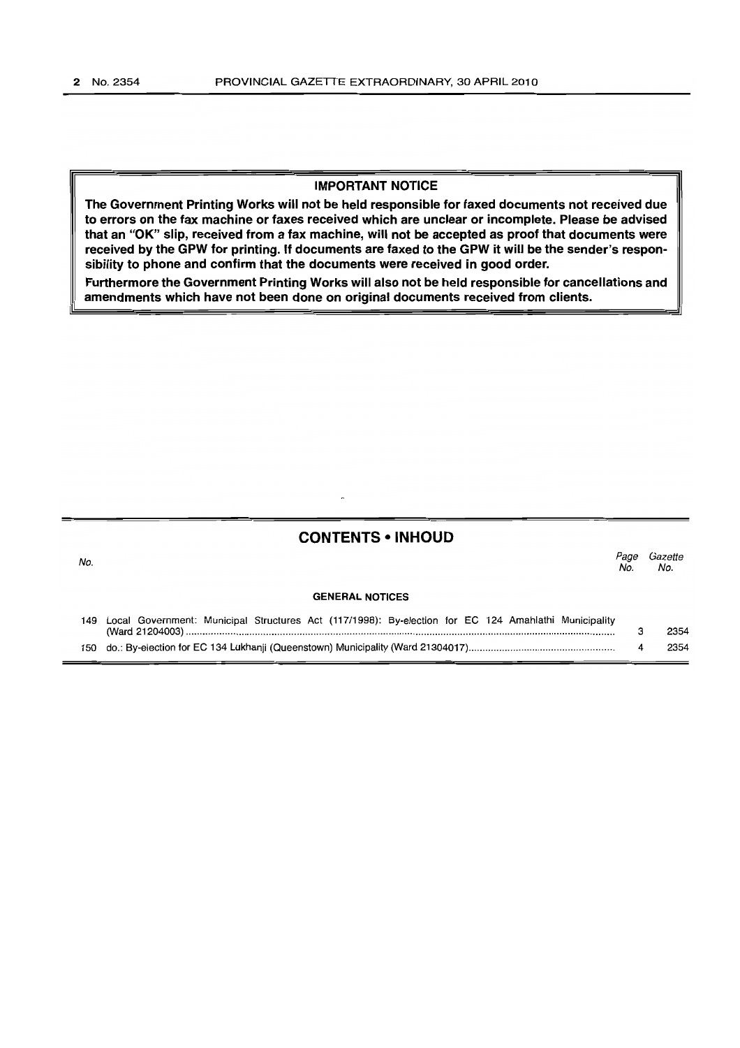**IMPORTANT NOTICE**

**The Government Printing Works will not be held responsible for faxed documents not received due to errors on the fax machine or faxes received which are unclear or incomplete. Please be advised that an "OK" slip, received from a fax machine, will not be accepted as proof that documents were received by the GPW for printing. If documents are faxed to the GPW it will be the sender's responsibility to phone and confirm that the documents were received in good order.**

**Furthermore the Government Printing Works will also not be held responsible for cancellations and amendments which have not been done on original documents received from clients.**

## CONTENTS • INHOUD

| No. | | *Page No.* | *Gazette No.* |
|---|---|---|---|
| | **GENERAL NOTICES** | | |
| 149 | Local Government: Municipal Structures Act (117/1998): By-election for EC 124 Amahlathi Municipality (Ward 21204003) | 3 | 2354 |
| 150 | do.: By-election for EC 134 Lukhanji (Queenstown) Municipality (Ward 21304017) | 4 | 2354 |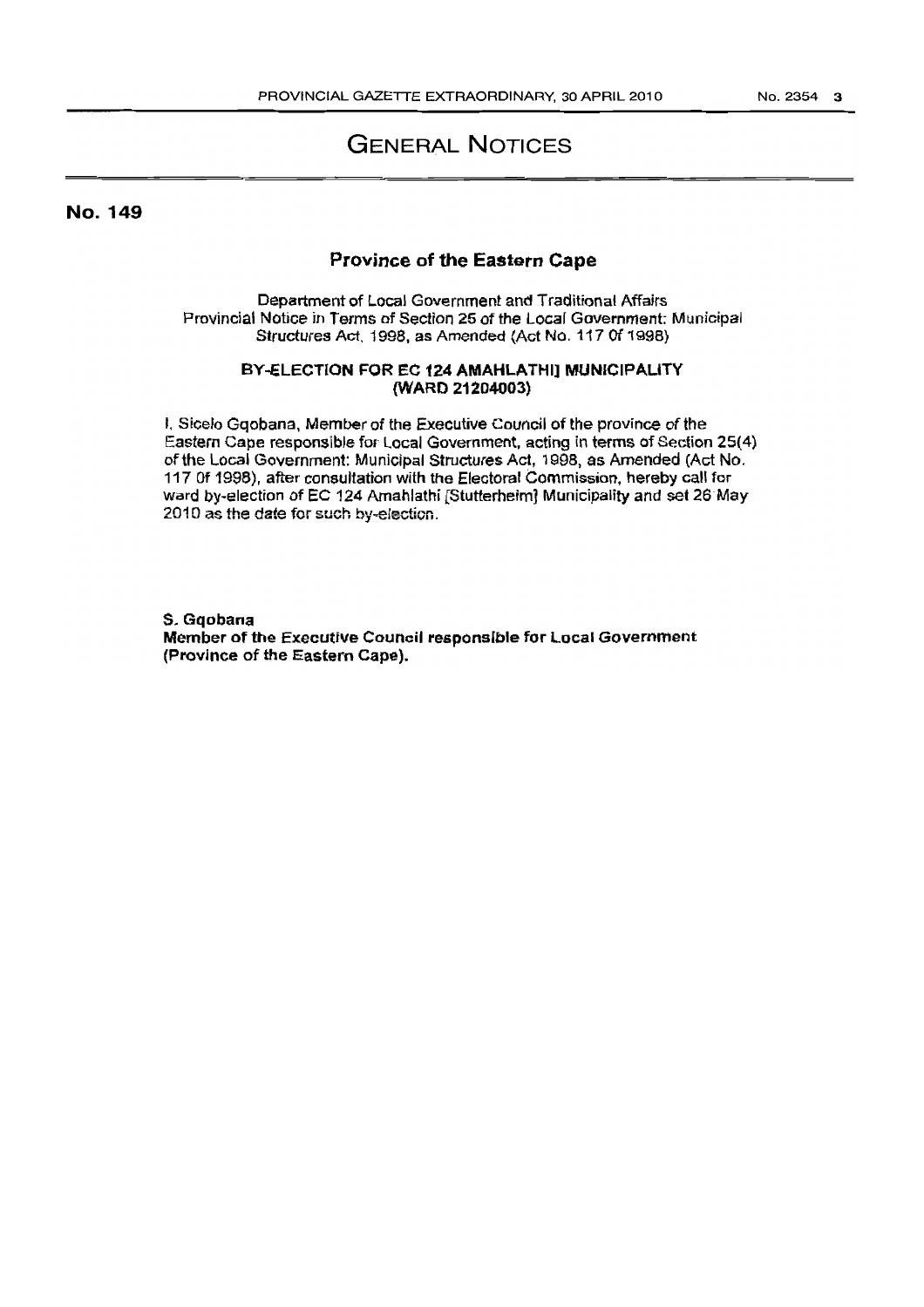# GENERAL NOTICES

## No. 149

### Province of the Eastern Cape

Department of Local Government and Traditional Affairs
Provincial Notice in Terms of Section 25 of the Local Government: Municipal Structures Act, 1998, as Amended (Act No. 117 0f 1998)

**BY-ELECTION FOR EC 124 AMAHLATHI] MUNICIPALITY (WARD 21204003)**

I, Sicelo Gqobana, Member of the Executive Council of the province of the Eastern Cape responsible for Local Government, acting in terms of Section 25(4) of the Local Government: Municipal Structures Act, 1998, as Amended (Act No. 117 0f 1998), after consultation with the Electoral Commission, hereby call for ward by-election of EC 124 Amahlathi [Stutterheim] Municipality and set 26 May 2010 as the date for such by-election.

**S. Gqobana**
**Member of the Executive Council responsible for Local Government (Province of the Eastern Cape).**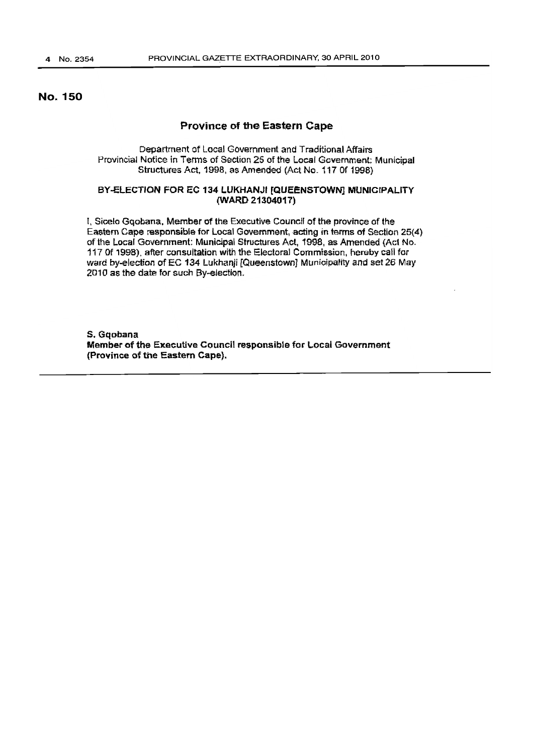## No. 150

### Province of the Eastern Cape

Department of Local Government and Traditional Affairs
Provincial Notice in Terms of Section 25 of the Local Government: Municipal Structures Act, 1998, as Amended (Act No. 117 Of 1998)

**BY-ELECTION FOR EC 134 LUKHANJI [QUEENSTOWN] MUNICIPALITY (WARD 21304017)**

I, Sicelo Gqobana, Member of the Executive Council of the province of the Eastern Cape responsible for Local Government, acting in terms of Section 25(4) of the Local Government: Municipal Structures Act, 1998, as Amended (Act No. 117 Of 1998), after consultation with the Electoral Commission, hereby call for ward by-election of EC 134 Lukhanji [Queenstown] Municipality and set 26 May 2010 as the date for such By-election.

**S. Gqobana**
**Member of the Executive Council responsible for Local Government (Province of the Eastern Cape).**